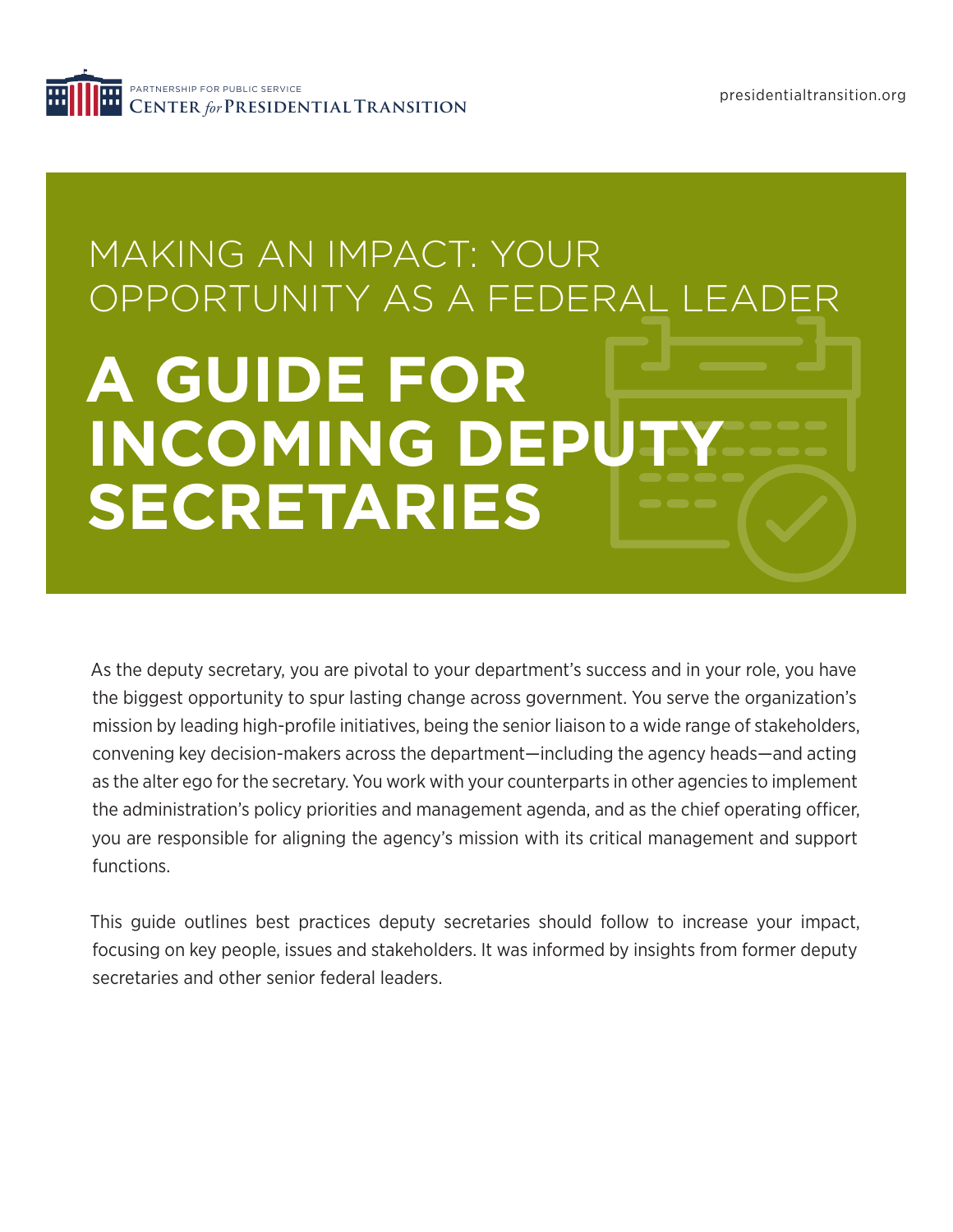PARTNERSHIP FOR PUBLIC SERVICE
CENTER *for* PRESIDENTIAL TRANSITION

presidentialtransition.org

## MAKING AN IMPACT: YOUR OPPORTUNITY AS A FEDERAL LEADER

# A GUIDE FOR INCOMING DEPUTY SECRETARIES

As the deputy secretary, you are pivotal to your department's success and in your role, you have the biggest opportunity to spur lasting change across government. You serve the organization's mission by leading high-profile initiatives, being the senior liaison to a wide range of stakeholders, convening key decision-makers across the department—including the agency heads—and acting as the alter ego for the secretary. You work with your counterparts in other agencies to implement the administration's policy priorities and management agenda, and as the chief operating officer, you are responsible for aligning the agency's mission with its critical management and support functions.

This guide outlines best practices deputy secretaries should follow to increase your impact, focusing on key people, issues and stakeholders. It was informed by insights from former deputy secretaries and other senior federal leaders.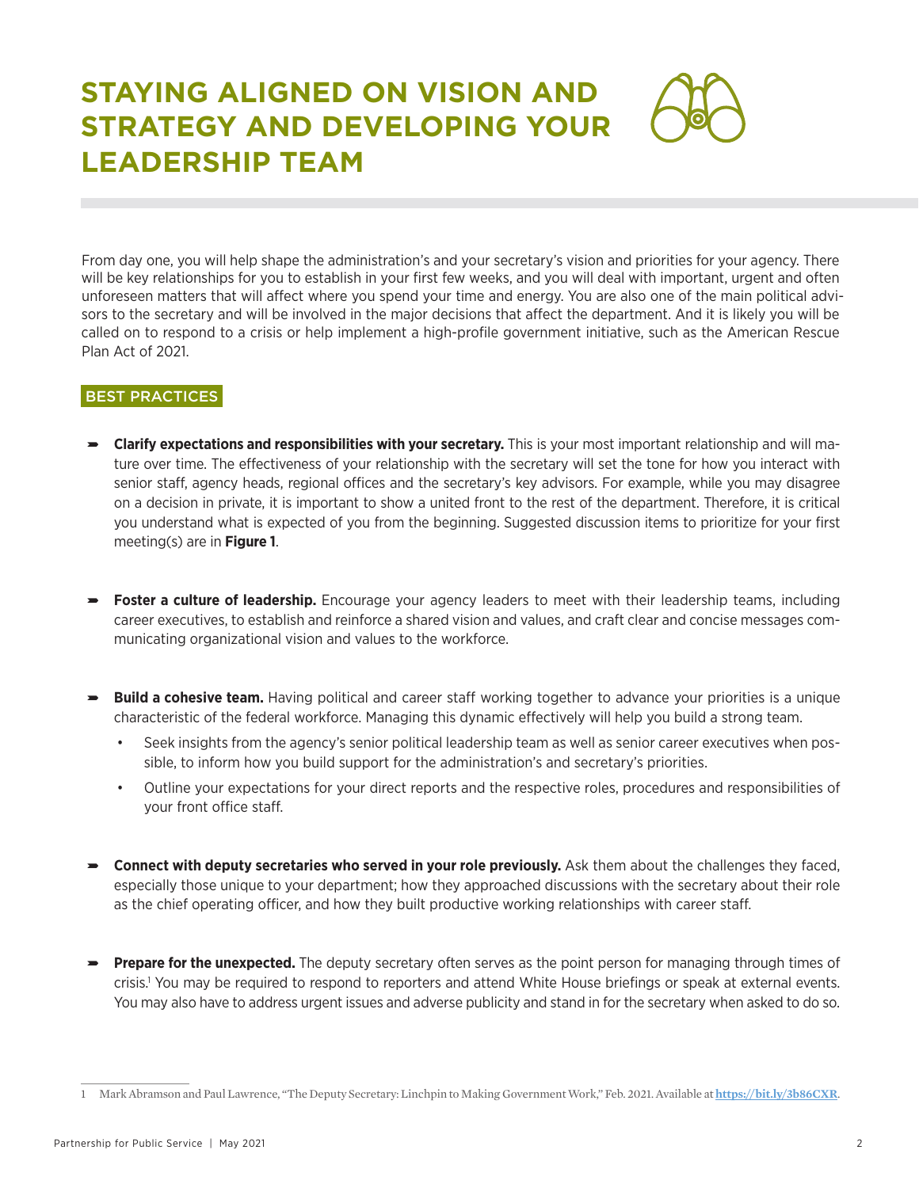# STAYING ALIGNED ON VISION AND STRATEGY AND DEVELOPING YOUR LEADERSHIP TEAM

From day one, you will help shape the administration's and your secretary's vision and priorities for your agency. There will be key relationships for you to establish in your first few weeks, and you will deal with important, urgent and often unforeseen matters that will affect where you spend your time and energy. You are also one of the main political advisors to the secretary and will be involved in the major decisions that affect the department. And it is likely you will be called on to respond to a crisis or help implement a high-profile government initiative, such as the American Rescue Plan Act of 2021.

## BEST PRACTICES

- **Clarify expectations and responsibilities with your secretary.** This is your most important relationship and will mature over time. The effectiveness of your relationship with the secretary will set the tone for how you interact with senior staff, agency heads, regional offices and the secretary's key advisors. For example, while you may disagree on a decision in private, it is important to show a united front to the rest of the department. Therefore, it is critical you understand what is expected of you from the beginning. Suggested discussion items to prioritize for your first meeting(s) are in **Figure 1**.

- **Foster a culture of leadership.** Encourage your agency leaders to meet with their leadership teams, including career executives, to establish and reinforce a shared vision and values, and craft clear and concise messages communicating organizational vision and values to the workforce.

- **Build a cohesive team.** Having political and career staff working together to advance your priorities is a unique characteristic of the federal workforce. Managing this dynamic effectively will help you build a strong team.
  - Seek insights from the agency's senior political leadership team as well as senior career executives when possible, to inform how you build support for the administration's and secretary's priorities.
  - Outline your expectations for your direct reports and the respective roles, procedures and responsibilities of your front office staff.

- **Connect with deputy secretaries who served in your role previously.** Ask them about the challenges they faced, especially those unique to your department; how they approached discussions with the secretary about their role as the chief operating officer, and how they built productive working relationships with career staff.

- **Prepare for the unexpected.** The deputy secretary often serves as the point person for managing through times of crisis.[1] You may be required to respond to reporters and attend White House briefings or speak at external events. You may also have to address urgent issues and adverse publicity and stand in for the secretary when asked to do so.

---

1 Mark Abramson and Paul Lawrence, "The Deputy Secretary: Linchpin to Making Government Work," Feb. 2021. Available at **https://bit.ly/3b86CXR**.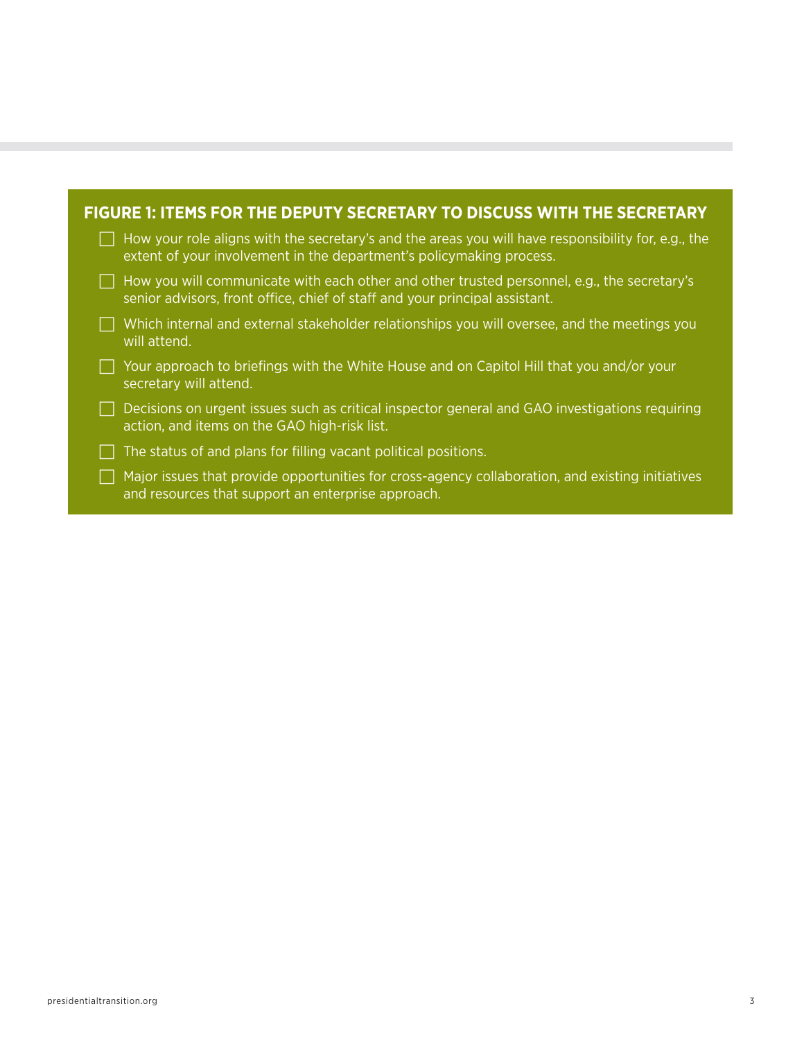## FIGURE 1: ITEMS FOR THE DEPUTY SECRETARY TO DISCUSS WITH THE SECRETARY

- [ ] How your role aligns with the secretary's and the areas you will have responsibility for, e.g., the extent of your involvement in the department's policymaking process.
- [ ] How you will communicate with each other and other trusted personnel, e.g., the secretary's senior advisors, front office, chief of staff and your principal assistant.
- [ ] Which internal and external stakeholder relationships you will oversee, and the meetings you will attend.
- [ ] Your approach to briefings with the White House and on Capitol Hill that you and/or your secretary will attend.
- [ ] Decisions on urgent issues such as critical inspector general and GAO investigations requiring action, and items on the GAO high-risk list.
- [ ] The status of and plans for filling vacant political positions.
- [ ] Major issues that provide opportunities for cross-agency collaboration, and existing initiatives and resources that support an enterprise approach.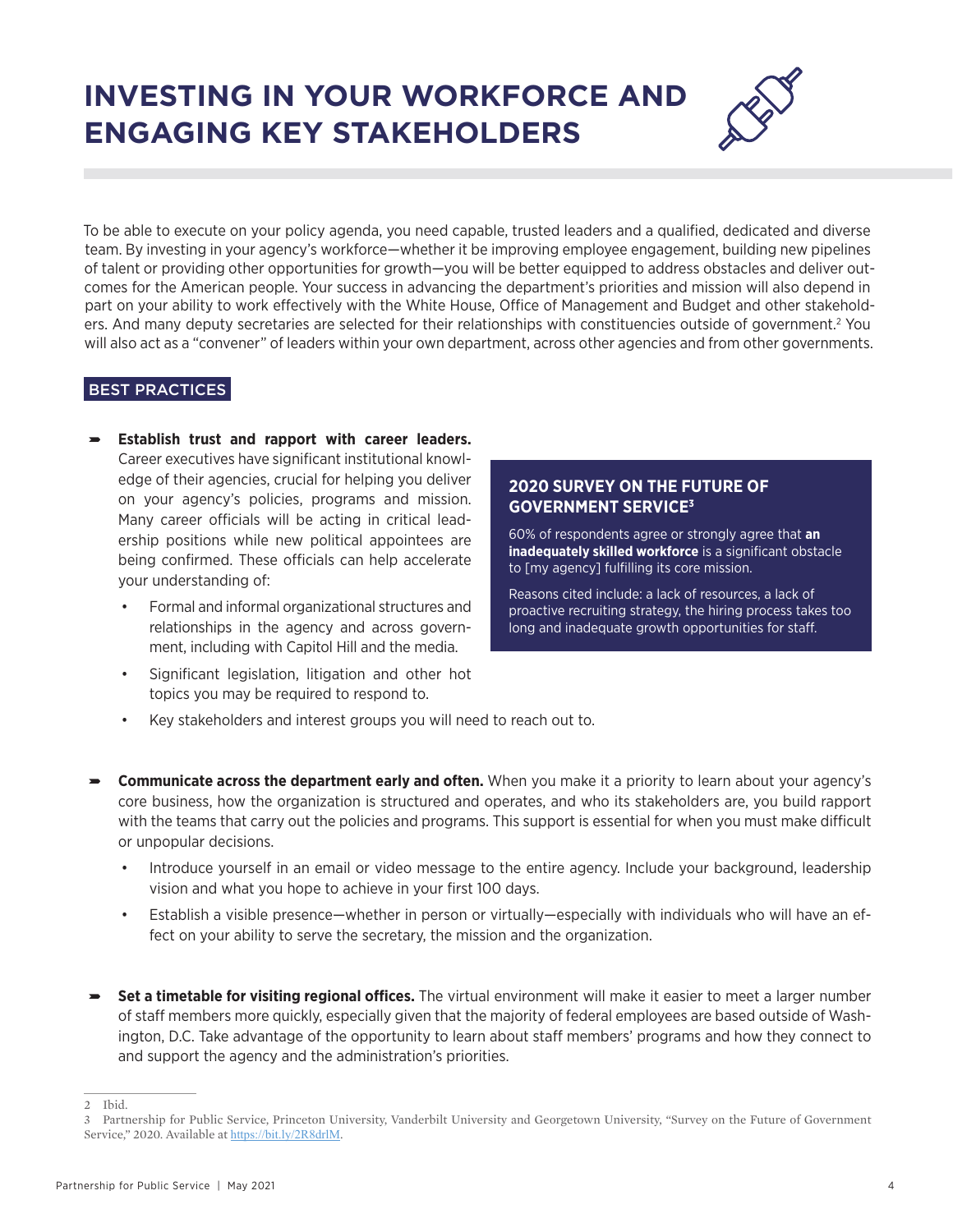# INVESTING IN YOUR WORKFORCE AND ENGAGING KEY STAKEHOLDERS

To be able to execute on your policy agenda, you need capable, trusted leaders and a qualified, dedicated and diverse team. By investing in your agency's workforce—whether it be improving employee engagement, building new pipelines of talent or providing other opportunities for growth—you will be better equipped to address obstacles and deliver outcomes for the American people. Your success in advancing the department's priorities and mission will also depend in part on your ability to work effectively with the White House, Office of Management and Budget and other stakeholders. And many deputy secretaries are selected for their relationships with constituencies outside of government.[2] You will also act as a "convener" of leaders within your own department, across other agencies and from other governments.

## BEST PRACTICES

- **Establish trust and rapport with career leaders.** Career executives have significant institutional knowledge of their agencies, crucial for helping you deliver on your agency's policies, programs and mission. Many career officials will be acting in critical leadership positions while new political appointees are being confirmed. These officials can help accelerate your understanding of:
  - Formal and informal organizational structures and relationships in the agency and across government, including with Capitol Hill and the media.
  - Significant legislation, litigation and other hot topics you may be required to respond to.
  - Key stakeholders and interest groups you will need to reach out to.

### 2020 SURVEY ON THE FUTURE OF GOVERNMENT SERVICE[3]

60% of respondents agree or strongly agree that **an inadequately skilled workforce** is a significant obstacle to [my agency] fulfilling its core mission.

Reasons cited include: a lack of resources, a lack of proactive recruiting strategy, the hiring process takes too long and inadequate growth opportunities for staff.

- **Communicate across the department early and often.** When you make it a priority to learn about your agency's core business, how the organization is structured and operates, and who its stakeholders are, you build rapport with the teams that carry out the policies and programs. This support is essential for when you must make difficult or unpopular decisions.
  - Introduce yourself in an email or video message to the entire agency. Include your background, leadership vision and what you hope to achieve in your first 100 days.
  - Establish a visible presence—whether in person or virtually—especially with individuals who will have an effect on your ability to serve the secretary, the mission and the organization.

- **Set a timetable for visiting regional offices.** The virtual environment will make it easier to meet a larger number of staff members more quickly, especially given that the majority of federal employees are based outside of Washington, D.C. Take advantage of the opportunity to learn about staff members' programs and how they connect to and support the agency and the administration's priorities.

---

2 Ibid.

3 Partnership for Public Service, Princeton University, Vanderbilt University and Georgetown University, "Survey on the Future of Government Service," 2020. Available at https://bit.ly/2R8drlM.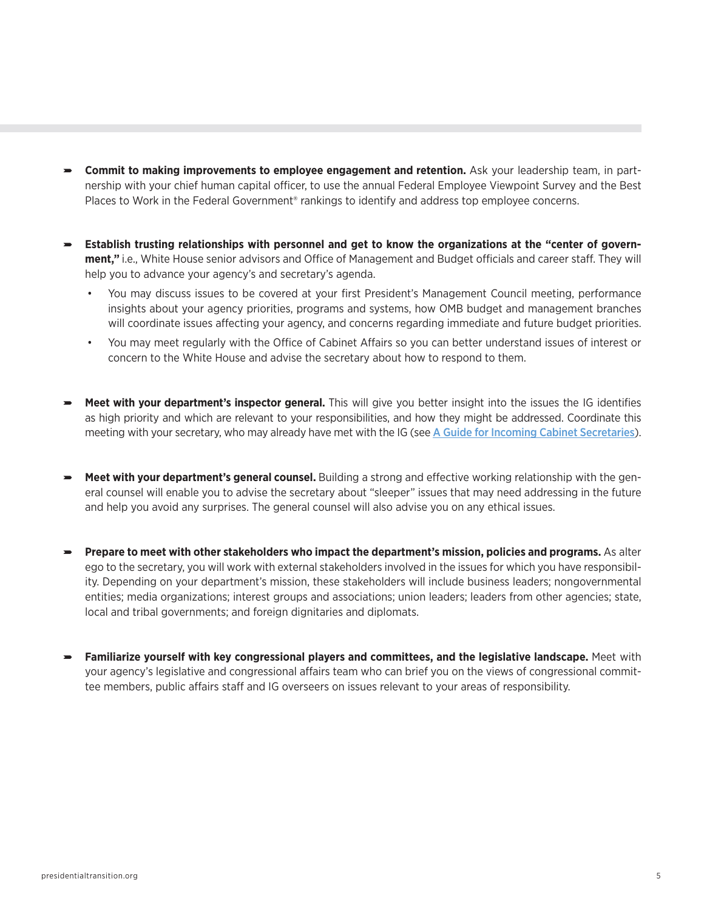- **Commit to making improvements to employee engagement and retention.** Ask your leadership team, in partnership with your chief human capital officer, to use the annual Federal Employee Viewpoint Survey and the Best Places to Work in the Federal Government® rankings to identify and address top employee concerns.

- **Establish trusting relationships with personnel and get to know the organizations at the "center of government,"** i.e., White House senior advisors and Office of Management and Budget officials and career staff. They will help you to advance your agency's and secretary's agenda.
  - You may discuss issues to be covered at your first President's Management Council meeting, performance insights about your agency priorities, programs and systems, how OMB budget and management branches will coordinate issues affecting your agency, and concerns regarding immediate and future budget priorities.
  - You may meet regularly with the Office of Cabinet Affairs so you can better understand issues of interest or concern to the White House and advise the secretary about how to respond to them.

- **Meet with your department's inspector general.** This will give you better insight into the issues the IG identifies as high priority and which are relevant to your responsibilities, and how they might be addressed. Coordinate this meeting with your secretary, who may already have met with the IG (see A Guide for Incoming Cabinet Secretaries).

- **Meet with your department's general counsel.** Building a strong and effective working relationship with the general counsel will enable you to advise the secretary about "sleeper" issues that may need addressing in the future and help you avoid any surprises. The general counsel will also advise you on any ethical issues.

- **Prepare to meet with other stakeholders who impact the department's mission, policies and programs.** As alter ego to the secretary, you will work with external stakeholders involved in the issues for which you have responsibility. Depending on your department's mission, these stakeholders will include business leaders; nongovernmental entities; media organizations; interest groups and associations; union leaders; leaders from other agencies; state, local and tribal governments; and foreign dignitaries and diplomats.

- **Familiarize yourself with key congressional players and committees, and the legislative landscape.** Meet with your agency's legislative and congressional affairs team who can brief you on the views of congressional committee members, public affairs staff and IG overseers on issues relevant to your areas of responsibility.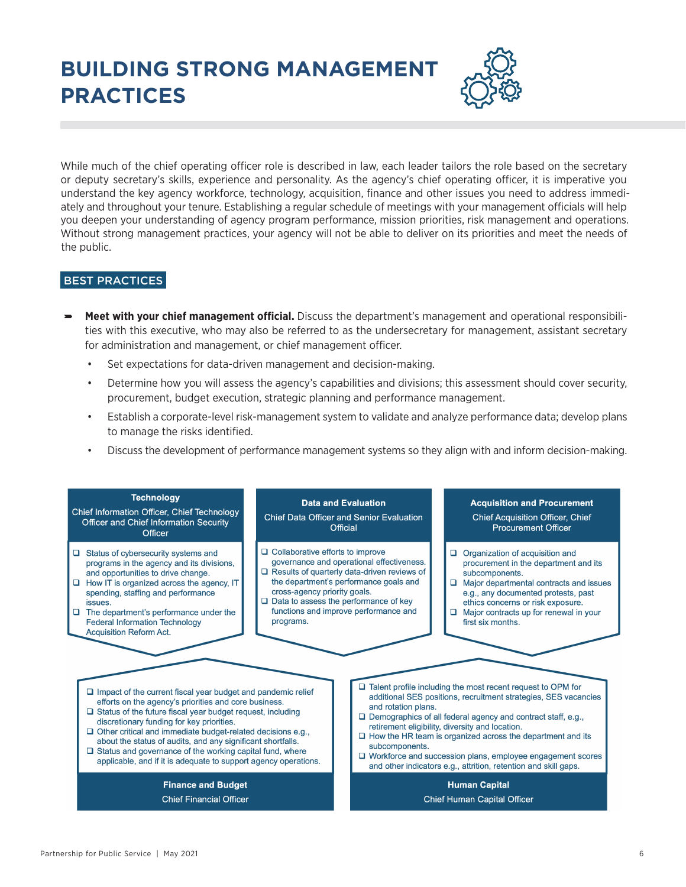# BUILDING STRONG MANAGEMENT PRACTICES

While much of the chief operating officer role is described in law, each leader tailors the role based on the secretary or deputy secretary's skills, experience and personality. As the agency's chief operating officer, it is imperative you understand the key agency workforce, technology, acquisition, finance and other issues you need to address immediately and throughout your tenure. Establishing a regular schedule of meetings with your management officials will help you deepen your understanding of agency program performance, mission priorities, risk management and operations. Without strong management practices, your agency will not be able to deliver on its priorities and meet the needs of the public.

## BEST PRACTICES

- **Meet with your chief management official.** Discuss the department's management and operational responsibilities with this executive, who may also be referred to as the undersecretary for management, assistant secretary for administration and management, or chief management officer.
  - Set expectations for data-driven management and decision-making.
  - Determine how you will assess the agency's capabilities and divisions; this assessment should cover security, procurement, budget execution, strategic planning and performance management.
  - Establish a corporate-level risk-management system to validate and analyze performance data; develop plans to manage the risks identified.
  - Discuss the development of performance management systems so they align with and inform decision-making.

### Technology
**Chief Information Officer, Chief Technology Officer and Chief Information Security Officer**

- ❑ Status of cybersecurity systems and programs in the agency and its divisions, and opportunities to drive change.
- ❑ How IT is organized across the agency, IT spending, staffing and performance issues.
- ❑ The department's performance under the Federal Information Technology Acquisition Reform Act.

### Data and Evaluation
**Chief Data Officer and Senior Evaluation Official**

- ❑ Collaborative efforts to improve governance and operational effectiveness.
- ❑ Results of quarterly data-driven reviews of the department's performance goals and cross-agency priority goals.
- ❑ Data to assess the performance of key functions and improve performance and programs.

### Acquisition and Procurement
**Chief Acquisition Officer, Chief Procurement Officer**

- ❑ Organization of acquisition and procurement in the department and its subcomponents.
- ❑ Major departmental contracts and issues e.g., any documented protests, past ethics concerns or risk exposure.
- ❑ Major contracts up for renewal in your first six months.

### Finance and Budget
**Chief Financial Officer**

- ❑ Impact of the current fiscal year budget and pandemic relief efforts on the agency's priorities and core business.
- ❑ Status of the future fiscal year budget request, including discretionary funding for key priorities.
- ❑ Other critical and immediate budget-related decisions e.g., about the status of audits, and any significant shortfalls.
- ❑ Status and governance of the working capital fund, where applicable, and if it is adequate to support agency operations.

### Human Capital
**Chief Human Capital Officer**

- ❑ Talent profile including the most recent request to OPM for additional SES positions, recruitment strategies, SES vacancies and rotation plans.
- ❑ Demographics of all federal agency and contract staff, e.g., retirement eligibility, diversity and location.
- ❑ How the HR team is organized across the department and its subcomponents.
- ❑ Workforce and succession plans, employee engagement scores and other indicators e.g., attrition, retention and skill gaps.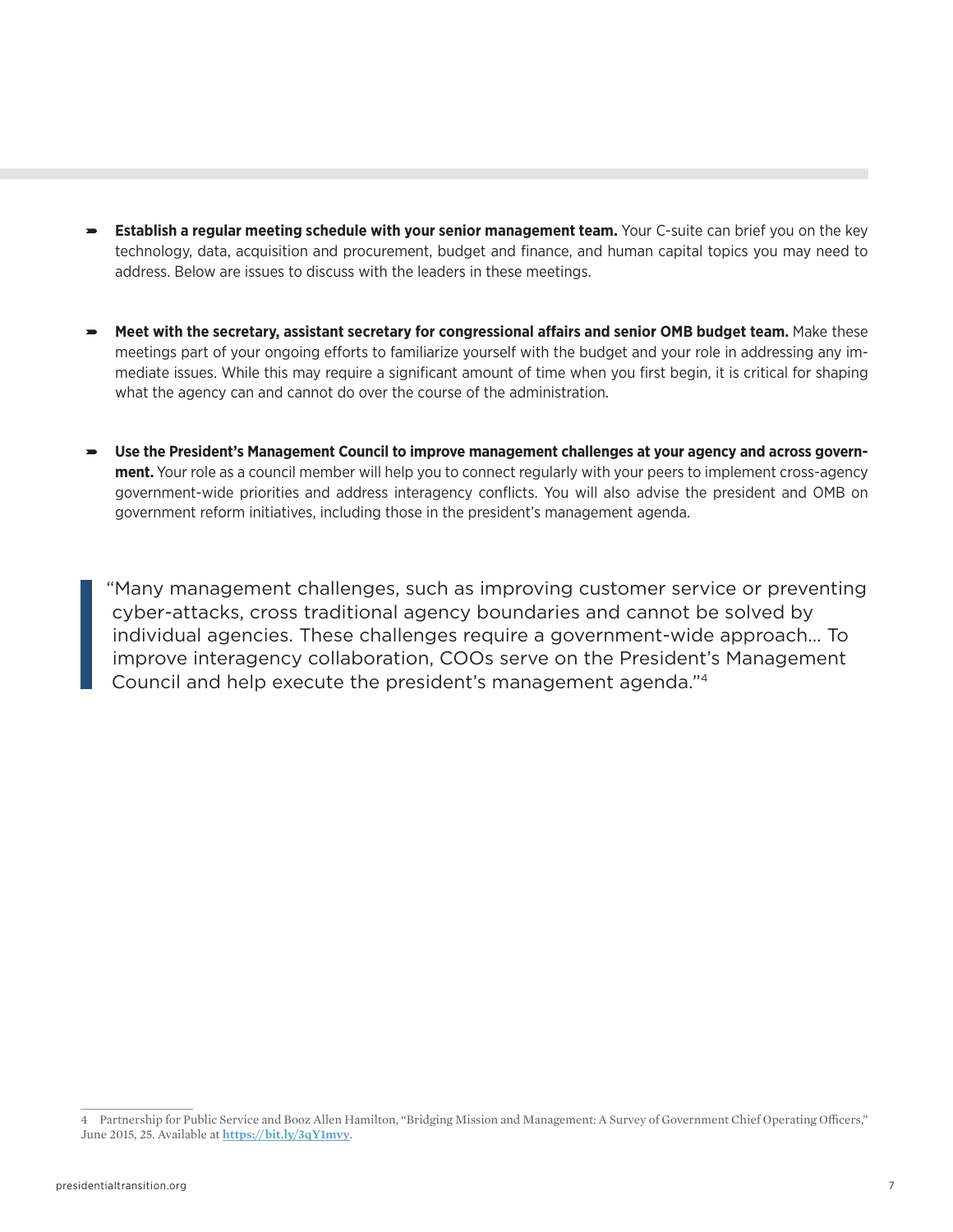- **Establish a regular meeting schedule with your senior management team.** Your C-suite can brief you on the key technology, data, acquisition and procurement, budget and finance, and human capital topics you may need to address. Below are issues to discuss with the leaders in these meetings.

- **Meet with the secretary, assistant secretary for congressional affairs and senior OMB budget team.** Make these meetings part of your ongoing efforts to familiarize yourself with the budget and your role in addressing any immediate issues. While this may require a significant amount of time when you first begin, it is critical for shaping what the agency can and cannot do over the course of the administration.

- **Use the President's Management Council to improve management challenges at your agency and across government.** Your role as a council member will help you to connect regularly with your peers to implement cross-agency government-wide priorities and address interagency conflicts. You will also advise the president and OMB on government reform initiatives, including those in the president's management agenda.

> "Many management challenges, such as improving customer service or preventing cyber-attacks, cross traditional agency boundaries and cannot be solved by individual agencies. These challenges require a government-wide approach… To improve interagency collaboration, COOs serve on the President's Management Council and help execute the president's management agenda."[4]

---

4 Partnership for Public Service and Booz Allen Hamilton, "Bridging Mission and Management: A Survey of Government Chief Operating Officers," June 2015, 25. Available at **https://bit.ly/3qY1mvy**.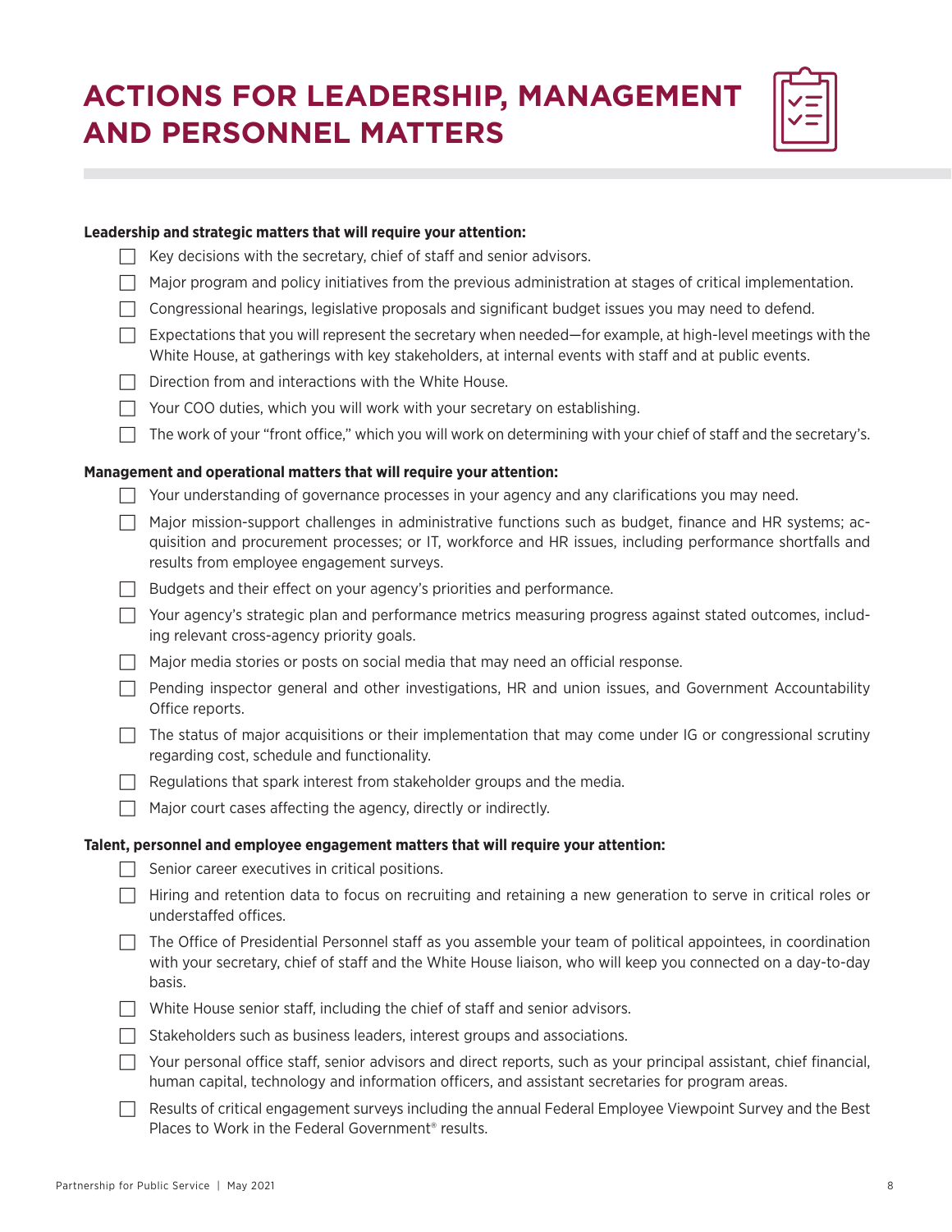# ACTIONS FOR LEADERSHIP, MANAGEMENT AND PERSONNEL MATTERS

**Leadership and strategic matters that will require your attention:**

- [ ] Key decisions with the secretary, chief of staff and senior advisors.
- [ ] Major program and policy initiatives from the previous administration at stages of critical implementation.
- [ ] Congressional hearings, legislative proposals and significant budget issues you may need to defend.
- [ ] Expectations that you will represent the secretary when needed—for example, at high-level meetings with the White House, at gatherings with key stakeholders, at internal events with staff and at public events.
- [ ] Direction from and interactions with the White House.
- [ ] Your COO duties, which you will work with your secretary on establishing.
- [ ] The work of your "front office," which you will work on determining with your chief of staff and the secretary's.

**Management and operational matters that will require your attention:**

- [ ] Your understanding of governance processes in your agency and any clarifications you may need.
- [ ] Major mission-support challenges in administrative functions such as budget, finance and HR systems; acquisition and procurement processes; or IT, workforce and HR issues, including performance shortfalls and results from employee engagement surveys.
- [ ] Budgets and their effect on your agency's priorities and performance.
- [ ] Your agency's strategic plan and performance metrics measuring progress against stated outcomes, including relevant cross-agency priority goals.
- [ ] Major media stories or posts on social media that may need an official response.
- [ ] Pending inspector general and other investigations, HR and union issues, and Government Accountability Office reports.
- [ ] The status of major acquisitions or their implementation that may come under IG or congressional scrutiny regarding cost, schedule and functionality.
- [ ] Regulations that spark interest from stakeholder groups and the media.
- [ ] Major court cases affecting the agency, directly or indirectly.

**Talent, personnel and employee engagement matters that will require your attention:**

- [ ] Senior career executives in critical positions.
- [ ] Hiring and retention data to focus on recruiting and retaining a new generation to serve in critical roles or understaffed offices.
- [ ] The Office of Presidential Personnel staff as you assemble your team of political appointees, in coordination with your secretary, chief of staff and the White House liaison, who will keep you connected on a day-to-day basis.
- [ ] White House senior staff, including the chief of staff and senior advisors.
- [ ] Stakeholders such as business leaders, interest groups and associations.
- [ ] Your personal office staff, senior advisors and direct reports, such as your principal assistant, chief financial, human capital, technology and information officers, and assistant secretaries for program areas.
- [ ] Results of critical engagement surveys including the annual Federal Employee Viewpoint Survey and the Best Places to Work in the Federal Government® results.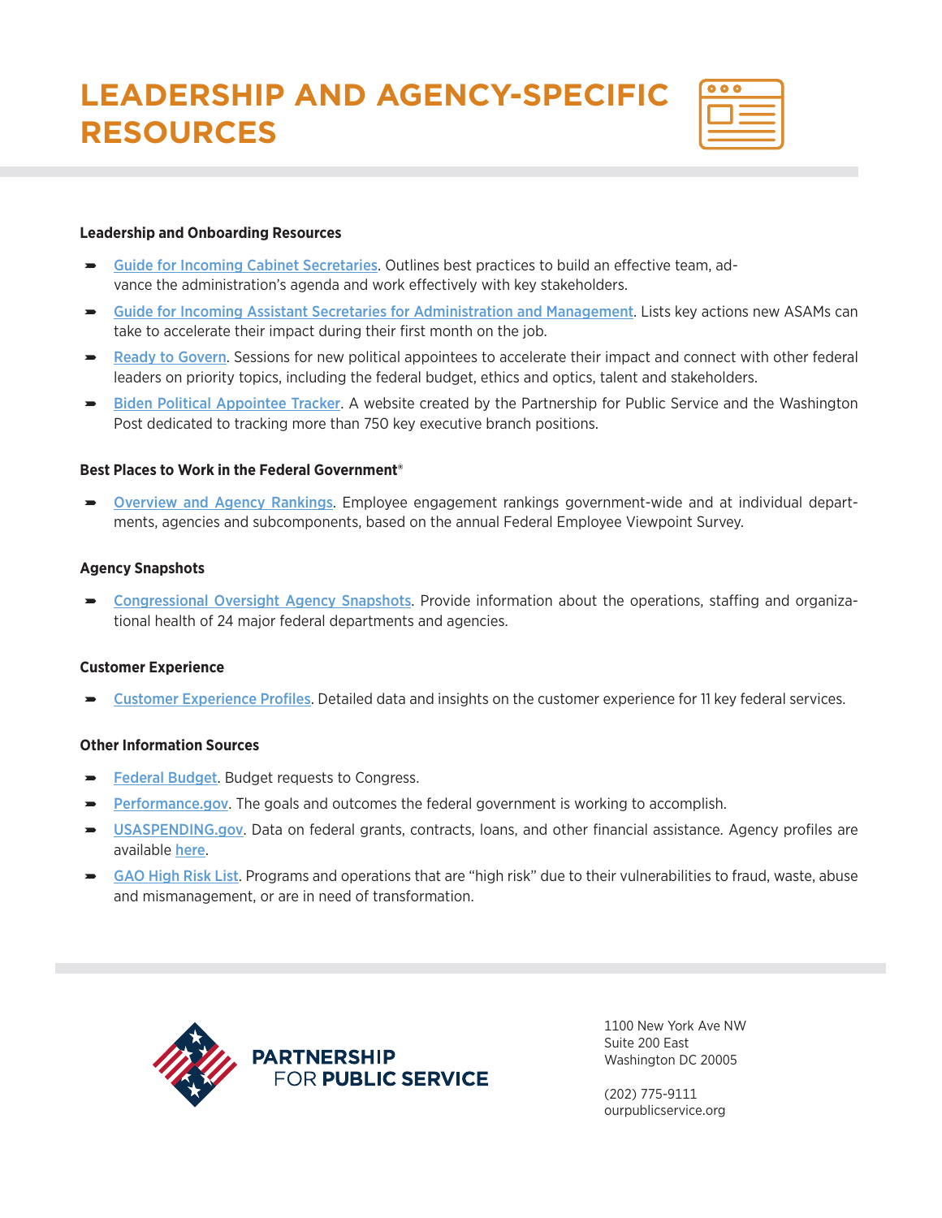# LEADERSHIP AND AGENCY-SPECIFIC RESOURCES

**Leadership and Onboarding Resources**

- Guide for Incoming Cabinet Secretaries. Outlines best practices to build an effective team, advance the administration's agenda and work effectively with key stakeholders.
- Guide for Incoming Assistant Secretaries for Administration and Management. Lists key actions new ASAMs can take to accelerate their impact during their first month on the job.
- Ready to Govern. Sessions for new political appointees to accelerate their impact and connect with other federal leaders on priority topics, including the federal budget, ethics and optics, talent and stakeholders.
- Biden Political Appointee Tracker. A website created by the Partnership for Public Service and the Washington Post dedicated to tracking more than 750 key executive branch positions.

**Best Places to Work in the Federal Government®**

- Overview and Agency Rankings. Employee engagement rankings government-wide and at individual departments, agencies and subcomponents, based on the annual Federal Employee Viewpoint Survey.

**Agency Snapshots**

- Congressional Oversight Agency Snapshots. Provide information about the operations, staffing and organizational health of 24 major federal departments and agencies.

**Customer Experience**

- Customer Experience Profiles. Detailed data and insights on the customer experience for 11 key federal services.

**Other Information Sources**

- Federal Budget. Budget requests to Congress.
- Performance.gov. The goals and outcomes the federal government is working to accomplish.
- USASPENDING.gov. Data on federal grants, contracts, loans, and other financial assistance. Agency profiles are available here.
- GAO High Risk List. Programs and operations that are "high risk" due to their vulnerabilities to fraud, waste, abuse and mismanagement, or are in need of transformation.

PARTNERSHIP FOR PUBLIC SERVICE

1100 New York Ave NW
Suite 200 East
Washington DC 20005

(202) 775-9111
ourpublicservice.org